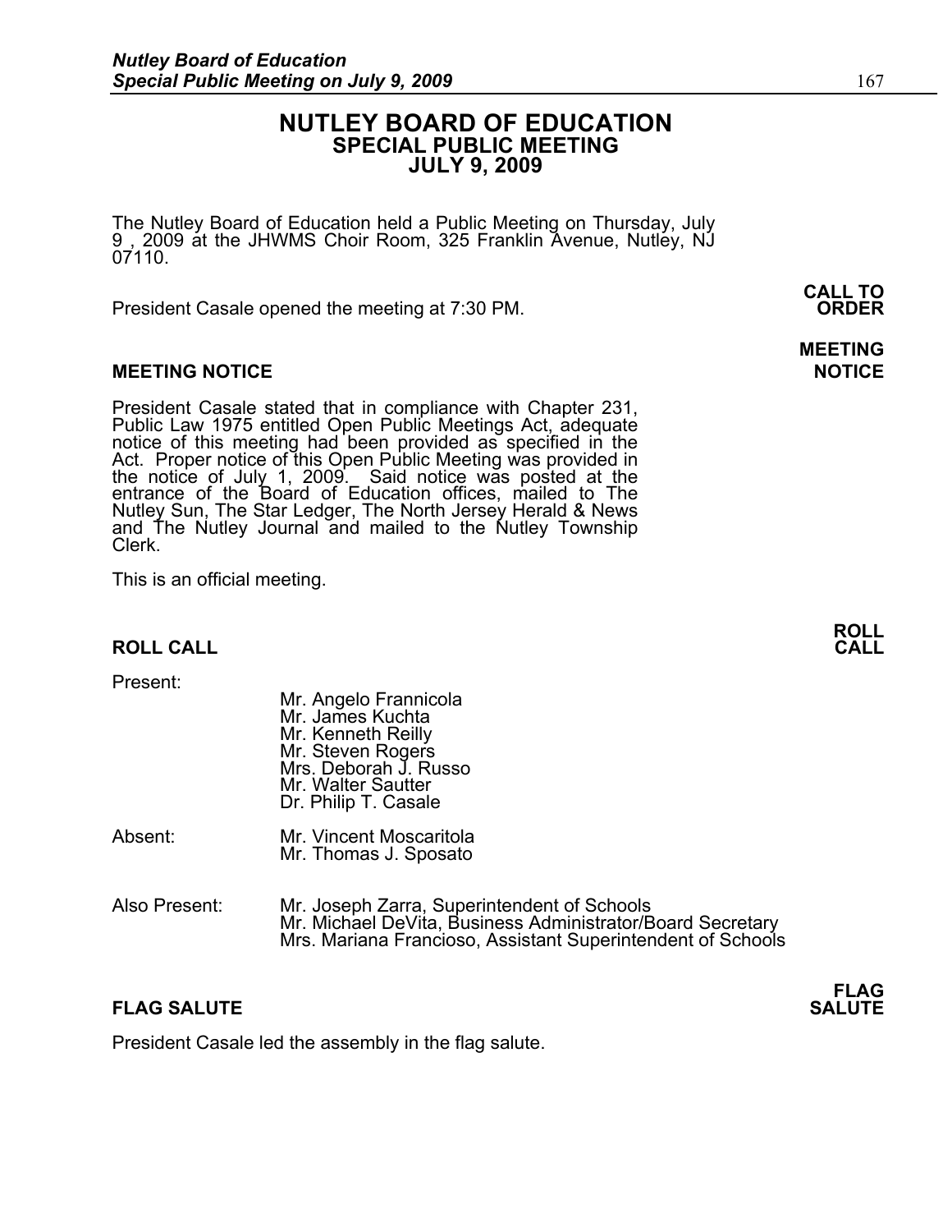# NUTLEY BOARD OF EDUCATION
## SPECIAL PUBLIC MEETING
## JULY 9, 2009

The Nutley Board of Education held a Public Meeting on Thursday, July 9 , 2009 at the JHWMS Choir Room, 325 Franklin Avenue, Nutley, NJ 07110.

**CALL TO ORDER**

President Casale opened the meeting at 7:30 PM.

**MEETING NOTICE**

### MEETING NOTICE

President Casale stated that in compliance with Chapter 231, Public Law 1975 entitled Open Public Meetings Act, adequate notice of this meeting had been provided as specified in the Act. Proper notice of this Open Public Meeting was provided in the notice of July 1, 2009. Said notice was posted at the entrance of the Board of Education offices, mailed to The Nutley Sun, The Star Ledger, The North Jersey Herald & News and The Nutley Journal and mailed to the Nutley Township Clerk.

This is an official meeting.

**ROLL CALL**

### ROLL CALL

Present:
- Mr. Angelo Frannicola
- Mr. James Kuchta
- Mr. Kenneth Reilly
- Mr. Steven Rogers
- Mrs. Deborah J. Russo
- Mr. Walter Sautter
- Dr. Philip T. Casale

Absent:
- Mr. Vincent Moscaritola
- Mr. Thomas J. Sposato

Also Present:
- Mr. Joseph Zarra, Superintendent of Schools
- Mr. Michael DeVita, Business Administrator/Board Secretary
- Mrs. Mariana Francioso, Assistant Superintendent of Schools

**FLAG SALUTE**

### FLAG SALUTE

President Casale led the assembly in the flag salute.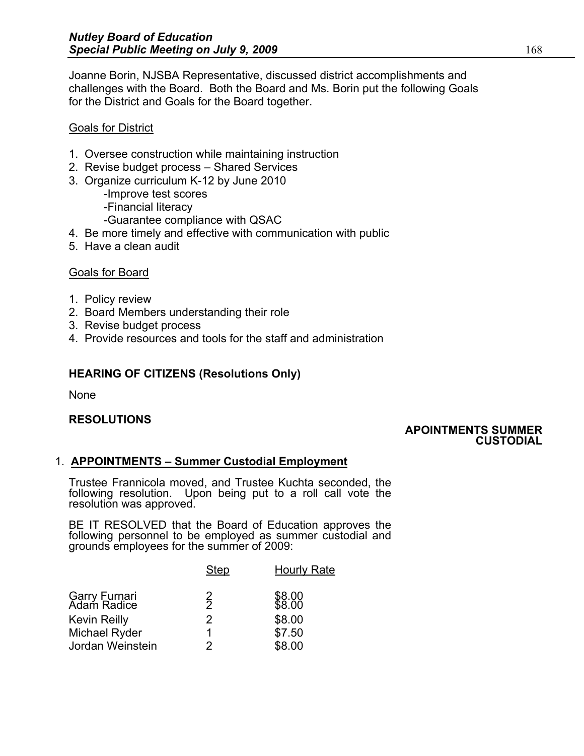Joanne Borin, NJSBA Representative, discussed district accomplishments and challenges with the Board. Both the Board and Ms. Borin put the following Goals for the District and Goals for the Board together.

Goals for District

1. Oversee construction while maintaining instruction
2. Revise budget process – Shared Services
3. Organize curriculum K-12 by June 2010
    - -Improve test scores
    - -Financial literacy
    - -Guarantee compliance with QSAC
4. Be more timely and effective with communication with public
5. Have a clean audit

Goals for Board

1. Policy review
2. Board Members understanding their role
3. Revise budget process
4. Provide resources and tools for the staff and administration

**HEARING OF CITIZENS (Resolutions Only)**

None

**RESOLUTIONS**

**APOINTMENTS SUMMER CUSTODIAL**

1. **APPOINTMENTS – Summer Custodial Employment**

Trustee Frannicola moved, and Trustee Kuchta seconded, the following resolution. Upon being put to a roll call vote the resolution was approved.

BE IT RESOLVED that the Board of Education approves the following personnel to be employed as summer custodial and grounds employees for the summer of 2009:

| | Step | Hourly Rate |
|---|---|---|
| Garry Furnari | 2 | $8.00 |
| Adam Radice | 2 | $8.00 |
| Kevin Reilly | 2 | $8.00 |
| Michael Ryder | 1 | $7.50 |
| Jordan Weinstein | 2 | $8.00 |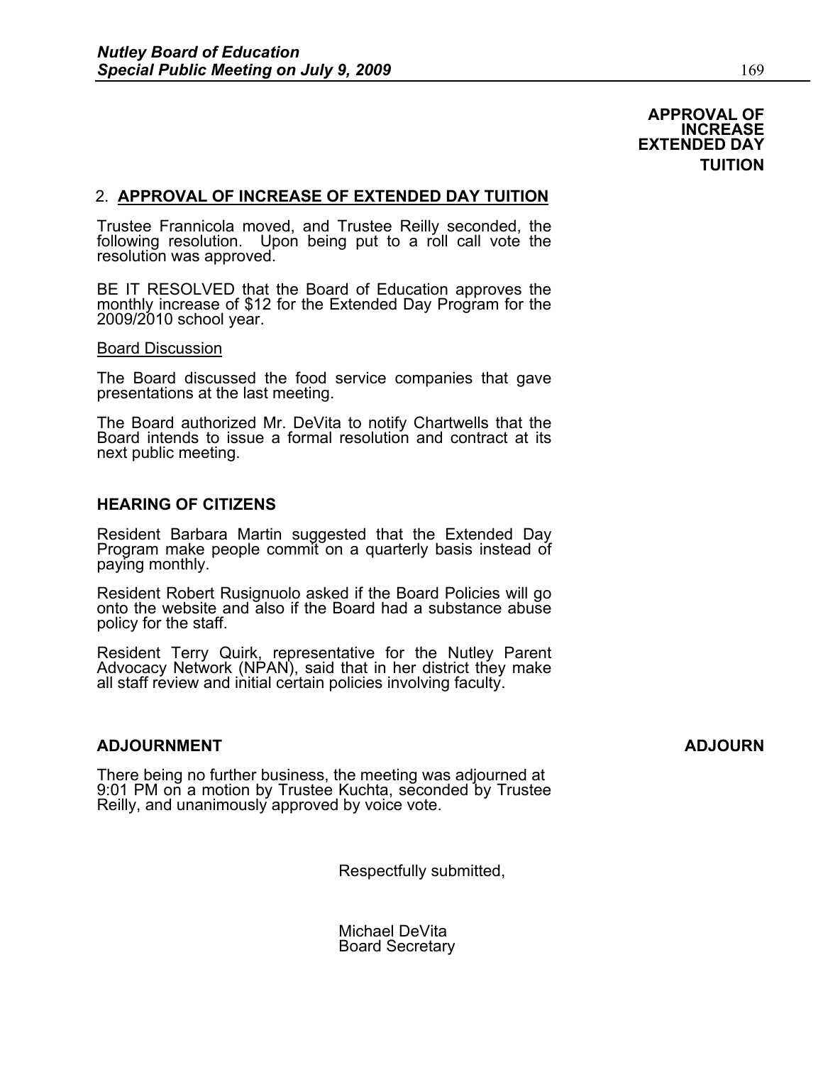**APPROVAL OF INCREASE EXTENDED DAY TUITION**

2. **APPROVAL OF INCREASE OF EXTENDED DAY TUITION**

Trustee Frannicola moved, and Trustee Reilly seconded, the following resolution. Upon being put to a roll call vote the resolution was approved.

BE IT RESOLVED that the Board of Education approves the monthly increase of $12 for the Extended Day Program for the 2009/2010 school year.

Board Discussion

The Board discussed the food service companies that gave presentations at the last meeting.

The Board authorized Mr. DeVita to notify Chartwells that the Board intends to issue a formal resolution and contract at its next public meeting.

### HEARING OF CITIZENS

Resident Barbara Martin suggested that the Extended Day Program make people commit on a quarterly basis instead of paying monthly.

Resident Robert Rusignuolo asked if the Board Policies will go onto the website and also if the Board had a substance abuse policy for the staff.

Resident Terry Quirk, representative for the Nutley Parent Advocacy Network (NPAN), said that in her district they make all staff review and initial certain policies involving faculty.

### ADJOURNMENT

**ADJOURN**

There being no further business, the meeting was adjourned at 9:01 PM on a motion by Trustee Kuchta, seconded by Trustee Reilly, and unanimously approved by voice vote.

Respectfully submitted,

Michael DeVita
Board Secretary